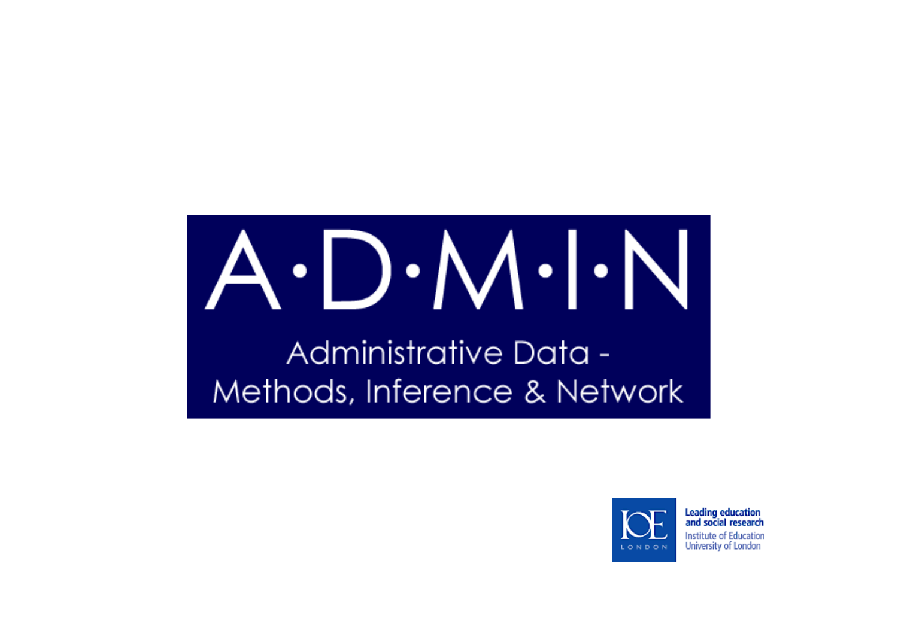# A·D·M·I·N

Administrative Data - Methods, Inference & Network

IOE LONDON

**Leading education and social research**

Institute of Education
University of London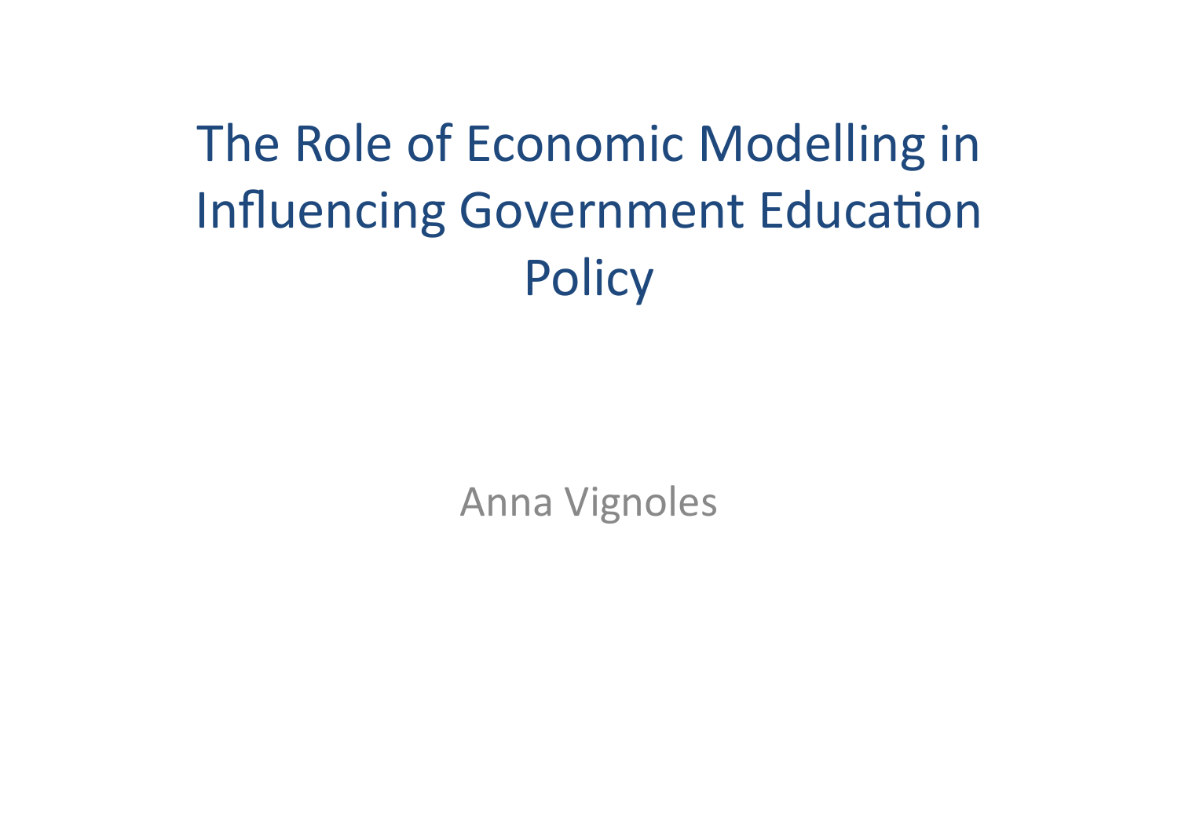# The Role of Economic Modelling in Influencing Government Education Policy

Anna Vignoles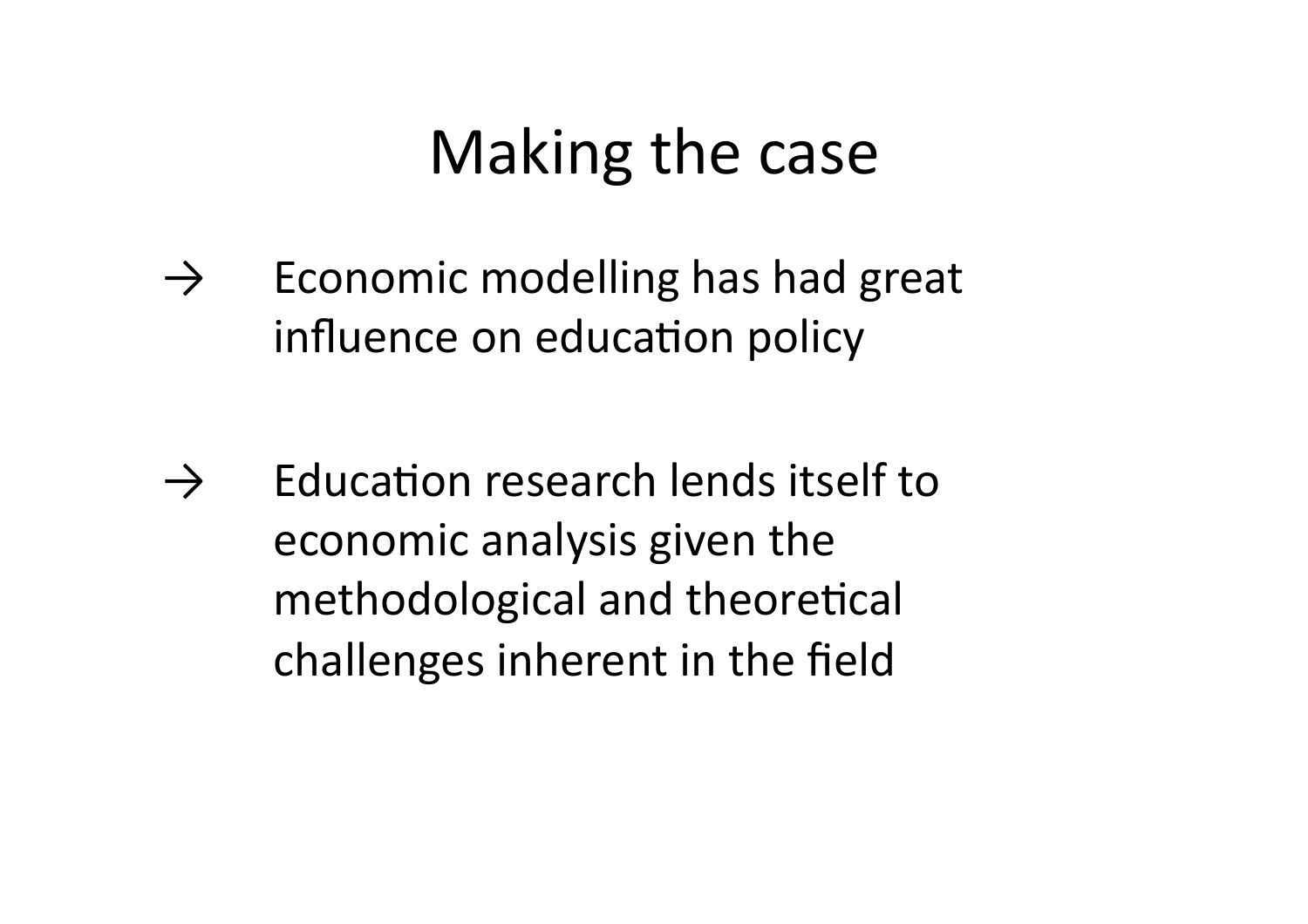# Making the case

→ Economic modelling has had great influence on education policy

→ Education research lends itself to economic analysis given the methodological and theoretical challenges inherent in the field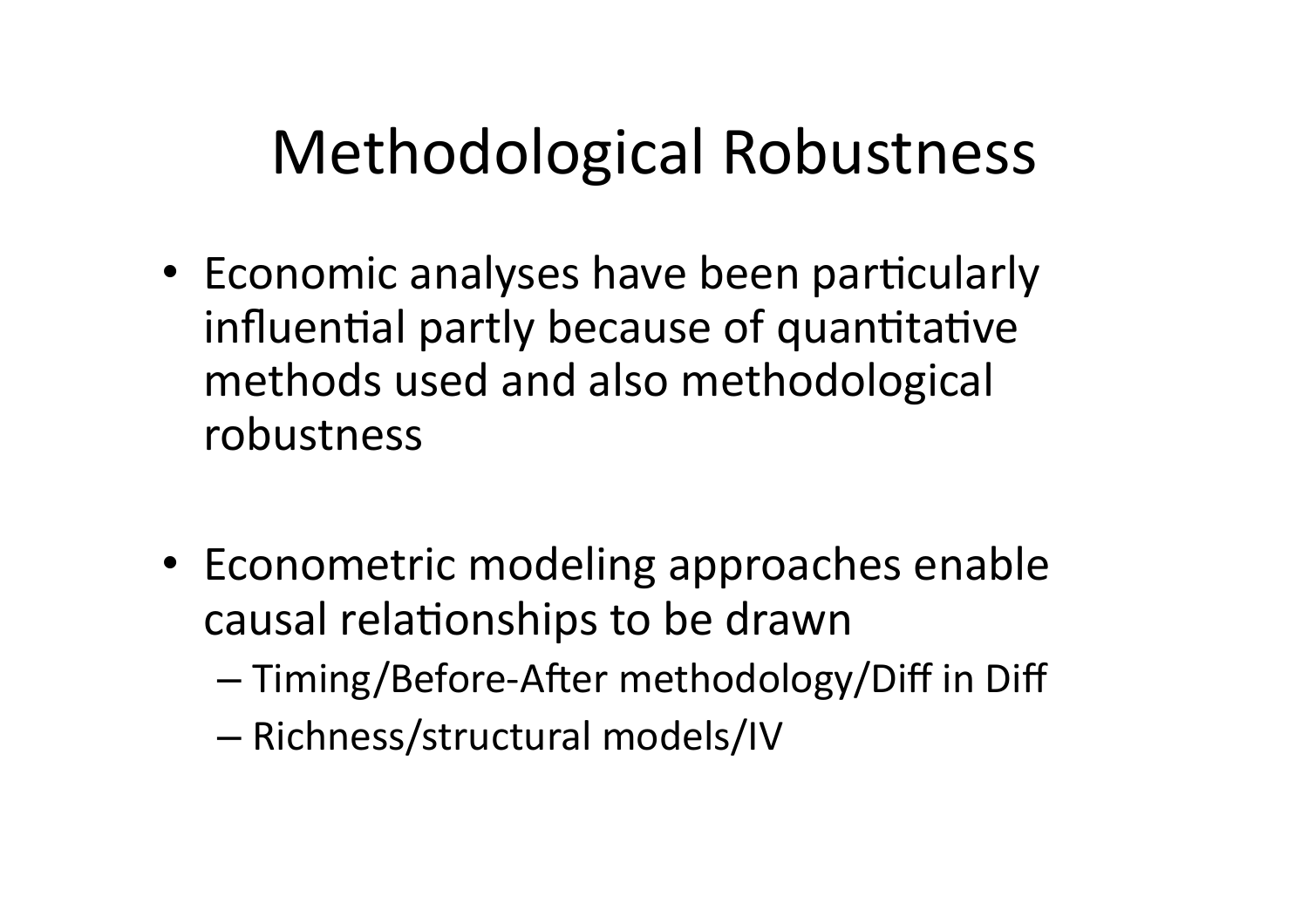# Methodological Robustness

- Economic analyses have been particularly influential partly because of quantitative methods used and also methodological robustness

- Econometric modeling approaches enable causal relationships to be drawn
  - Timing/Before-After methodology/Diff in Diff
  - Richness/structural models/IV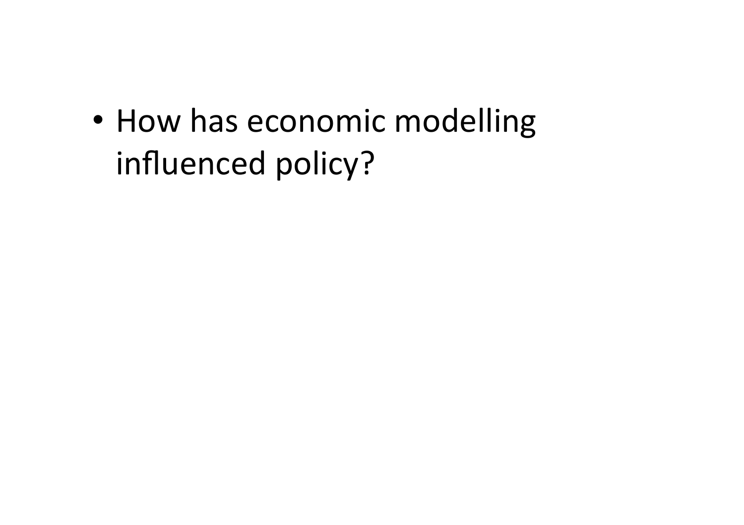- How has economic modelling influenced policy?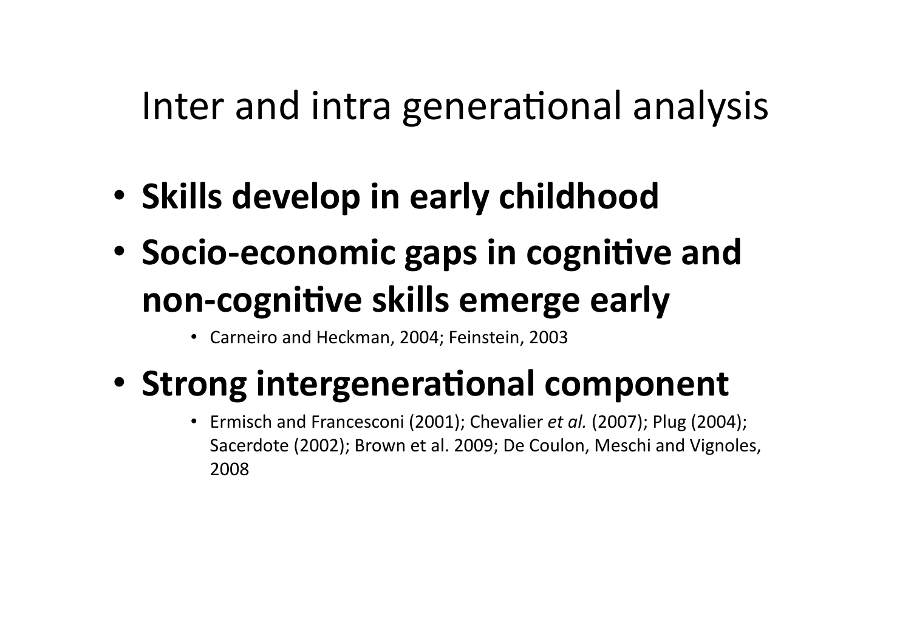# Inter and intra generational analysis

- **Skills develop in early childhood**
- **Socio-economic gaps in cognitive and non-cognitive skills emerge early**
  - Carneiro and Heckman, 2004; Feinstein, 2003
- **Strong intergenerational component**
  - Ermisch and Francesconi (2001); Chevalier *et al.* (2007); Plug (2004); Sacerdote (2002); Brown et al. 2009; De Coulon, Meschi and Vignoles, 2008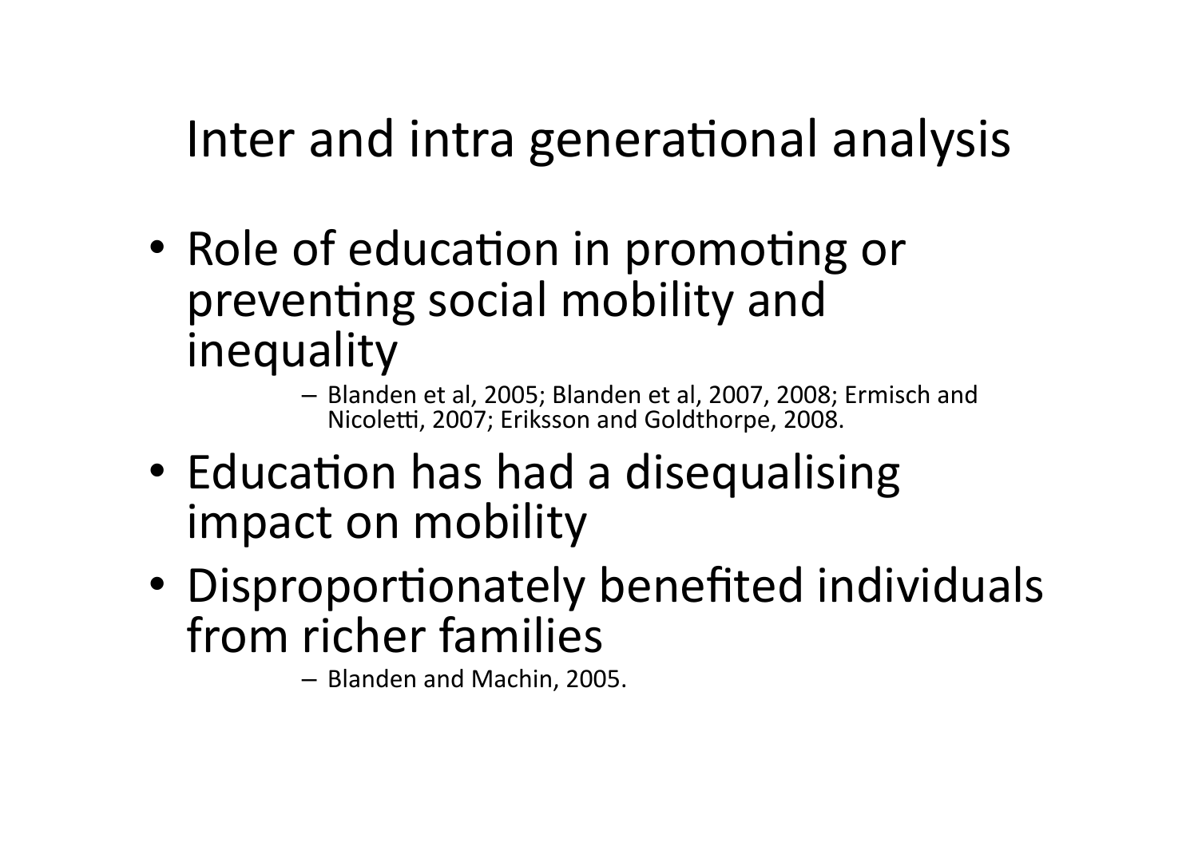# Inter and intra generational analysis

- Role of education in promoting or preventing social mobility and inequality
  - Blanden et al, 2005; Blanden et al, 2007, 2008; Ermisch and Nicoletti, 2007; Eriksson and Goldthorpe, 2008.
- Education has had a disequalising impact on mobility
- Disproportionately benefited individuals from richer families
  - Blanden and Machin, 2005.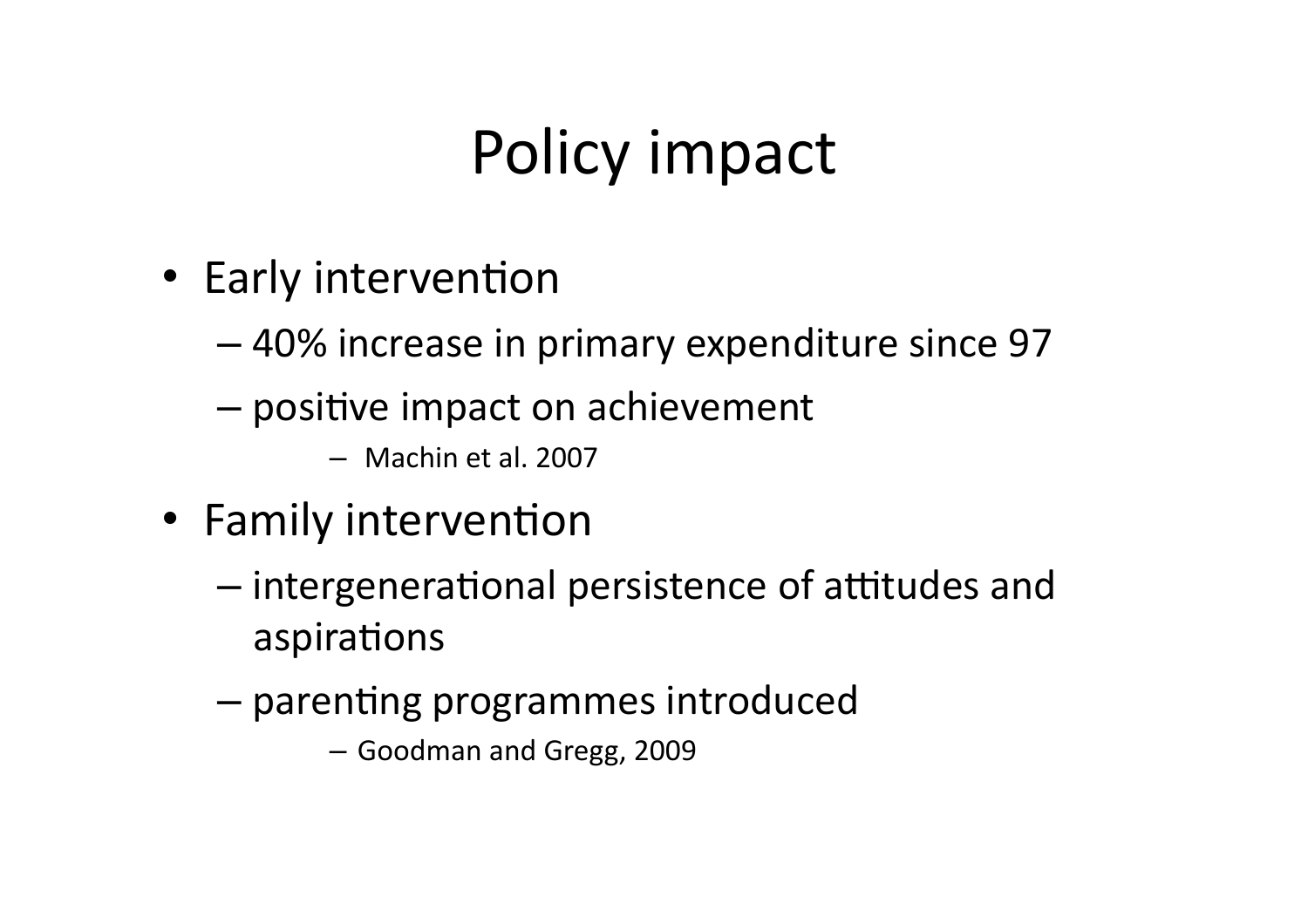# Policy impact

- Early intervention
  - 40% increase in primary expenditure since 97
  - positive impact on achievement
    - Machin et al. 2007
- Family intervention
  - intergenerational persistence of attitudes and aspirations
  - parenting programmes introduced
    - Goodman and Gregg, 2009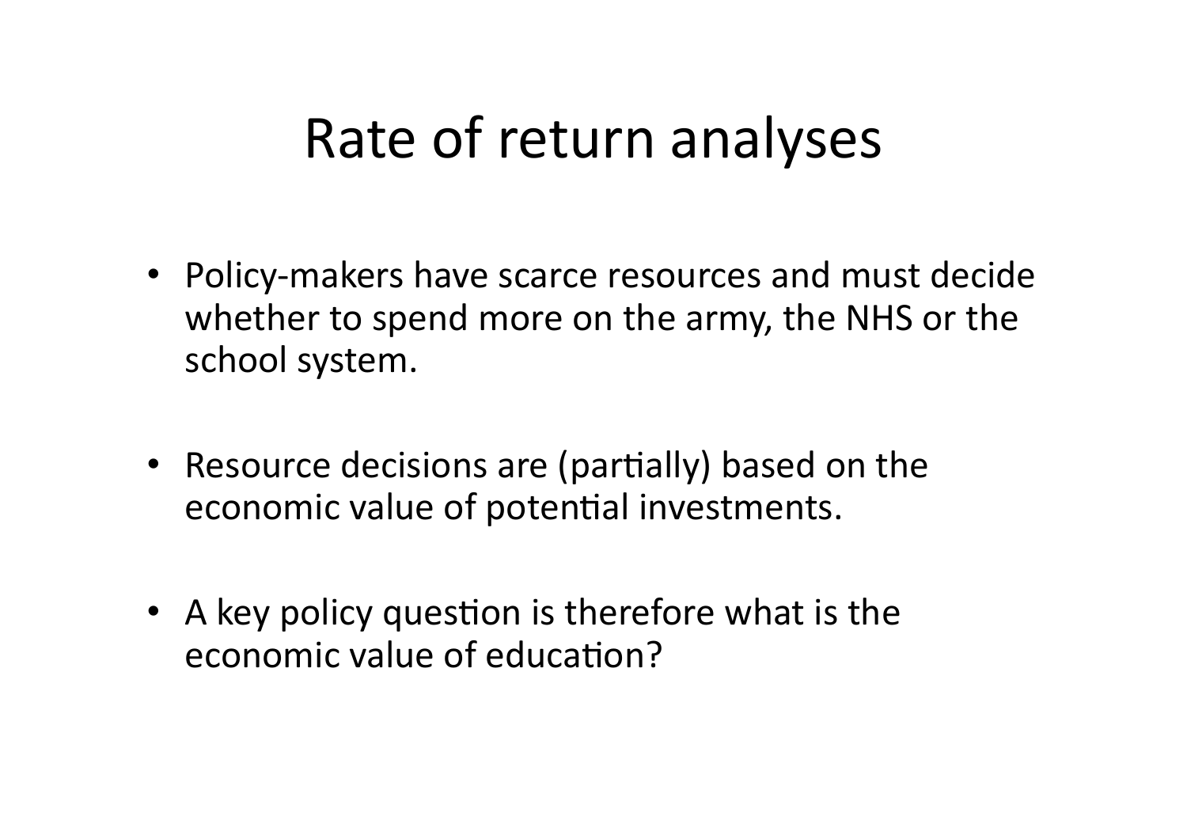# Rate of return analyses

- Policy-makers have scarce resources and must decide whether to spend more on the army, the NHS or the school system.
- Resource decisions are (partially) based on the economic value of potential investments.
- A key policy question is therefore what is the economic value of education?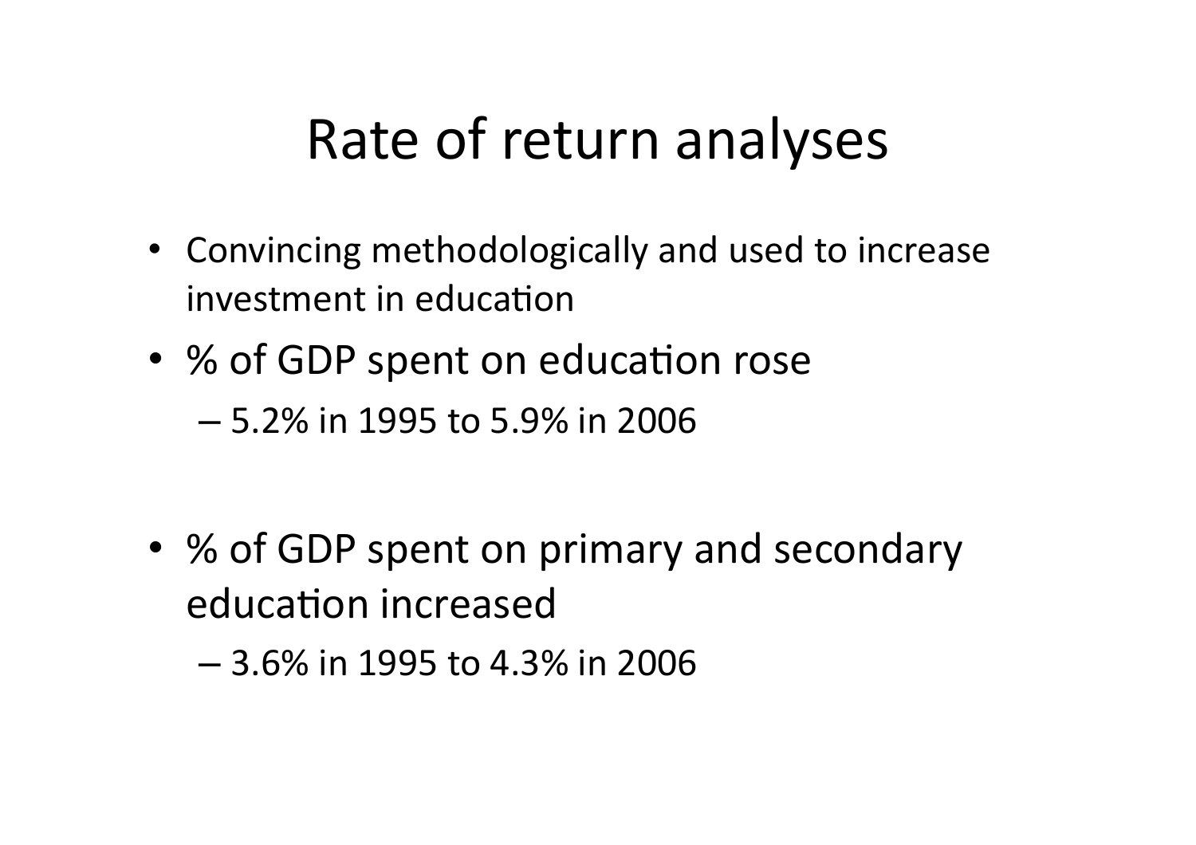# Rate of return analyses

- Convincing methodologically and used to increase investment in education
- % of GDP spent on education rose
  - 5.2% in 1995 to 5.9% in 2006
- % of GDP spent on primary and secondary education increased
  - 3.6% in 1995 to 4.3% in 2006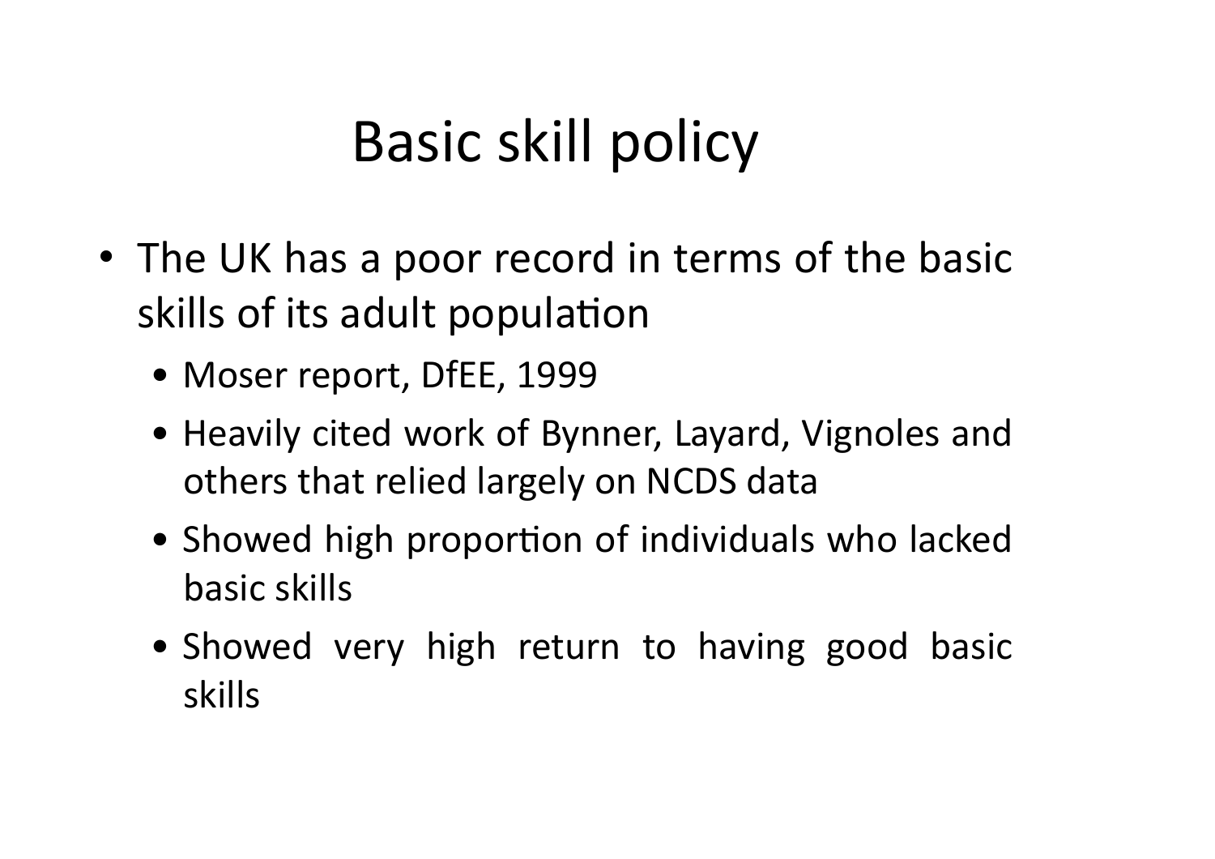# Basic skill policy

- The UK has a poor record in terms of the basic skills of its adult population
  - Moser report, DfEE, 1999
  - Heavily cited work of Bynner, Layard, Vignoles and others that relied largely on NCDS data
  - Showed high proportion of individuals who lacked basic skills
  - Showed very high return to having good basic skills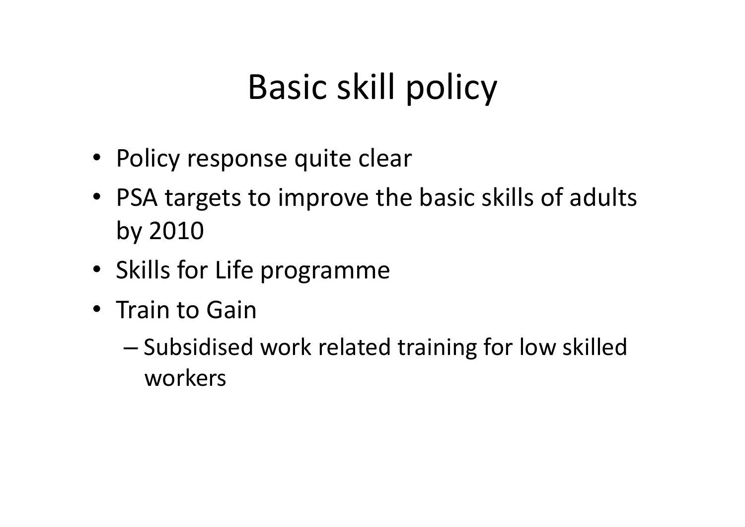# Basic skill policy

- Policy response quite clear
- PSA targets to improve the basic skills of adults by 2010
- Skills for Life programme
- Train to Gain
  - Subsidised work related training for low skilled workers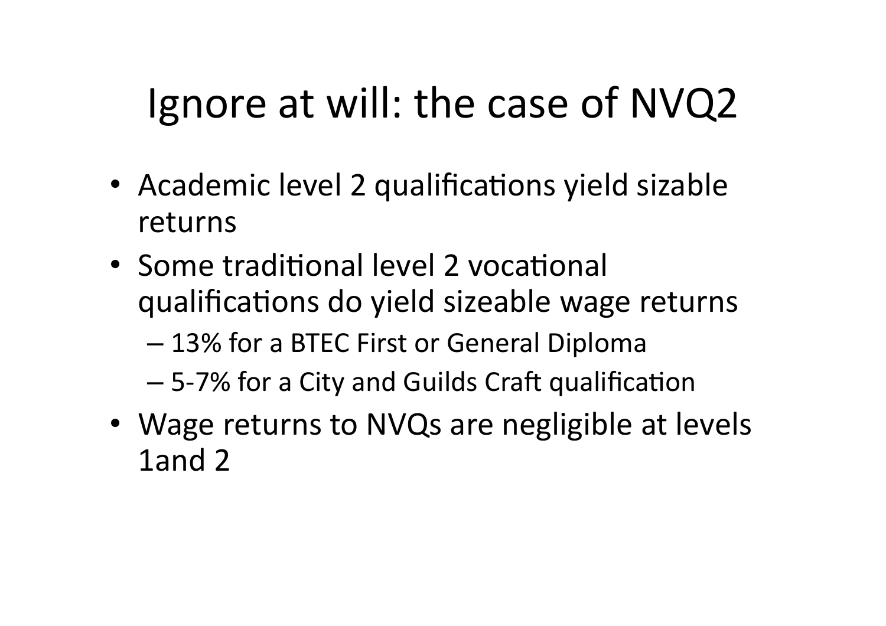# Ignore at will: the case of NVQ2

- Academic level 2 qualifications yield sizable returns
- Some traditional level 2 vocational qualifications do yield sizeable wage returns
  - 13% for a BTEC First or General Diploma
  - 5-7% for a City and Guilds Craft qualification
- Wage returns to NVQs are negligible at levels 1and 2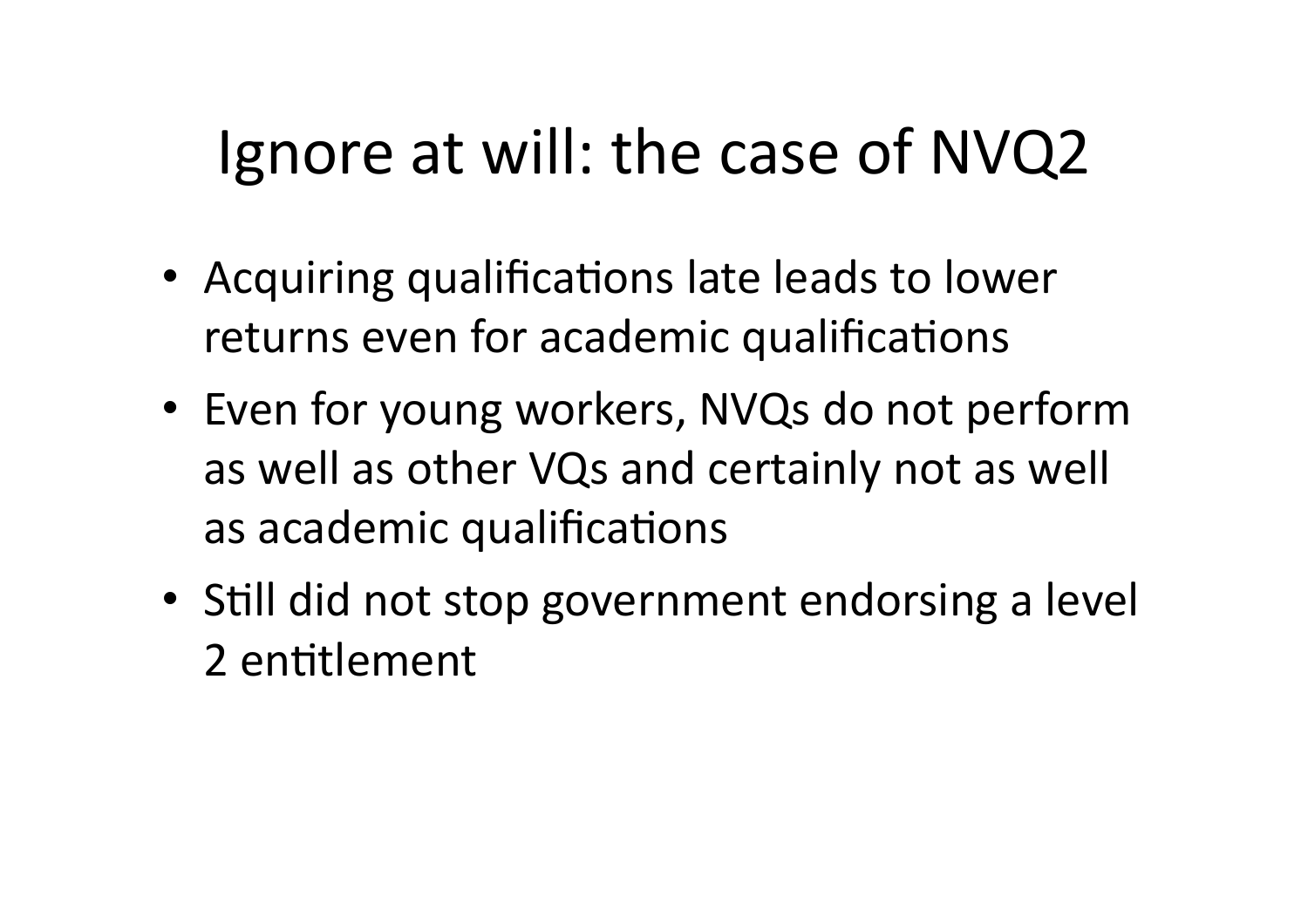# Ignore at will: the case of NVQ2

- Acquiring qualifications late leads to lower returns even for academic qualifications
- Even for young workers, NVQs do not perform as well as other VQs and certainly not as well as academic qualifications
- Still did not stop government endorsing a level 2 entitlement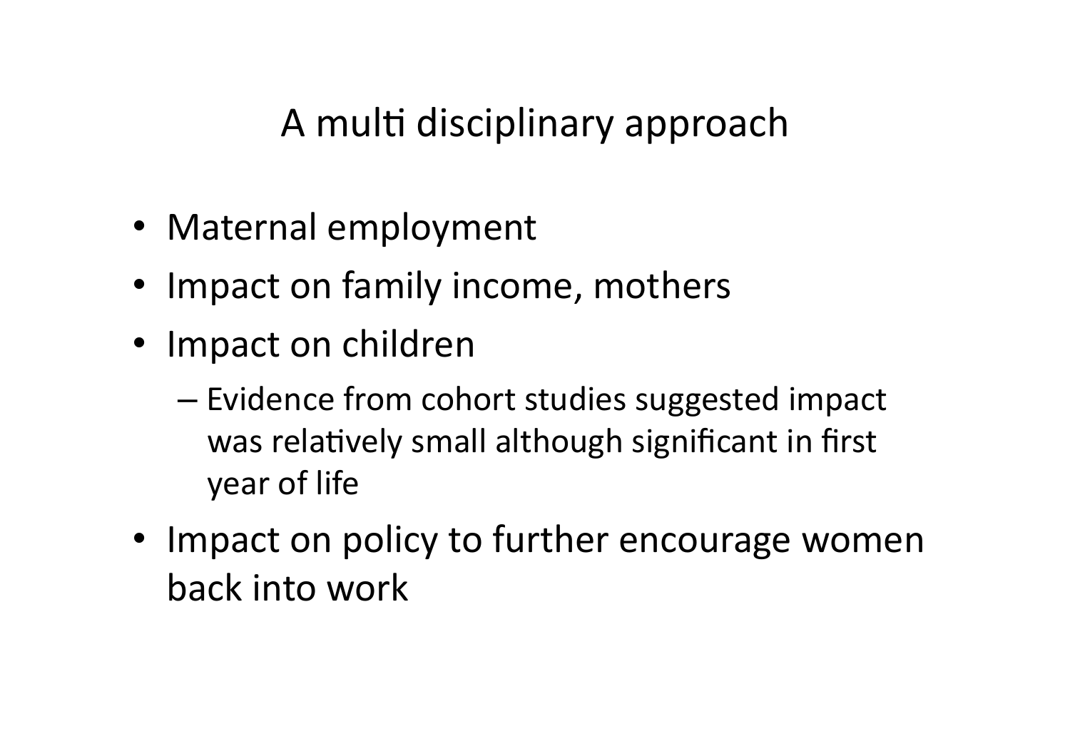# A multi disciplinary approach

- Maternal employment
- Impact on family income, mothers
- Impact on children
  - Evidence from cohort studies suggested impact was relatively small although significant in first year of life
- Impact on policy to further encourage women back into work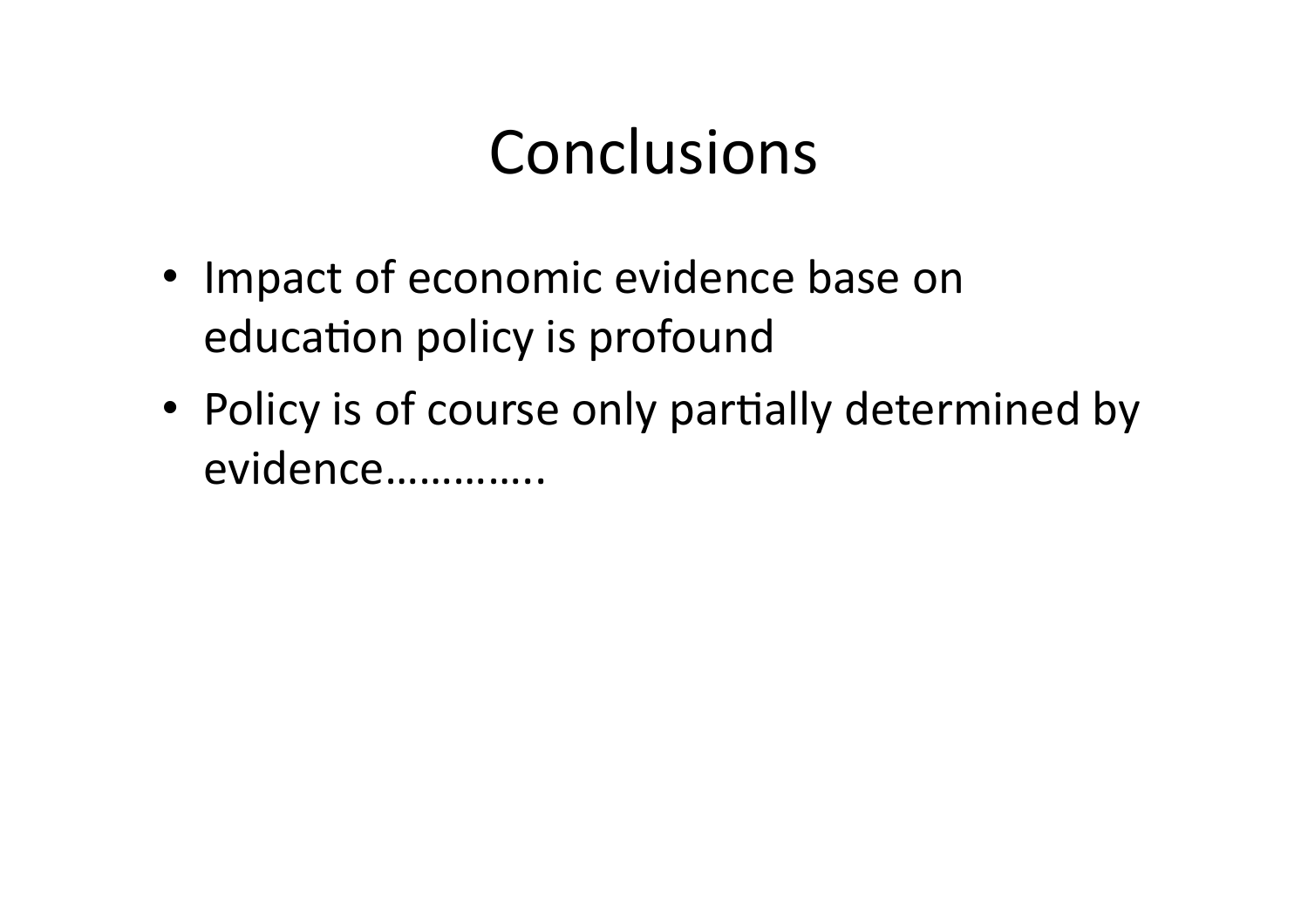# Conclusions

- Impact of economic evidence base on education policy is profound
- Policy is of course only partially determined by evidence…………..